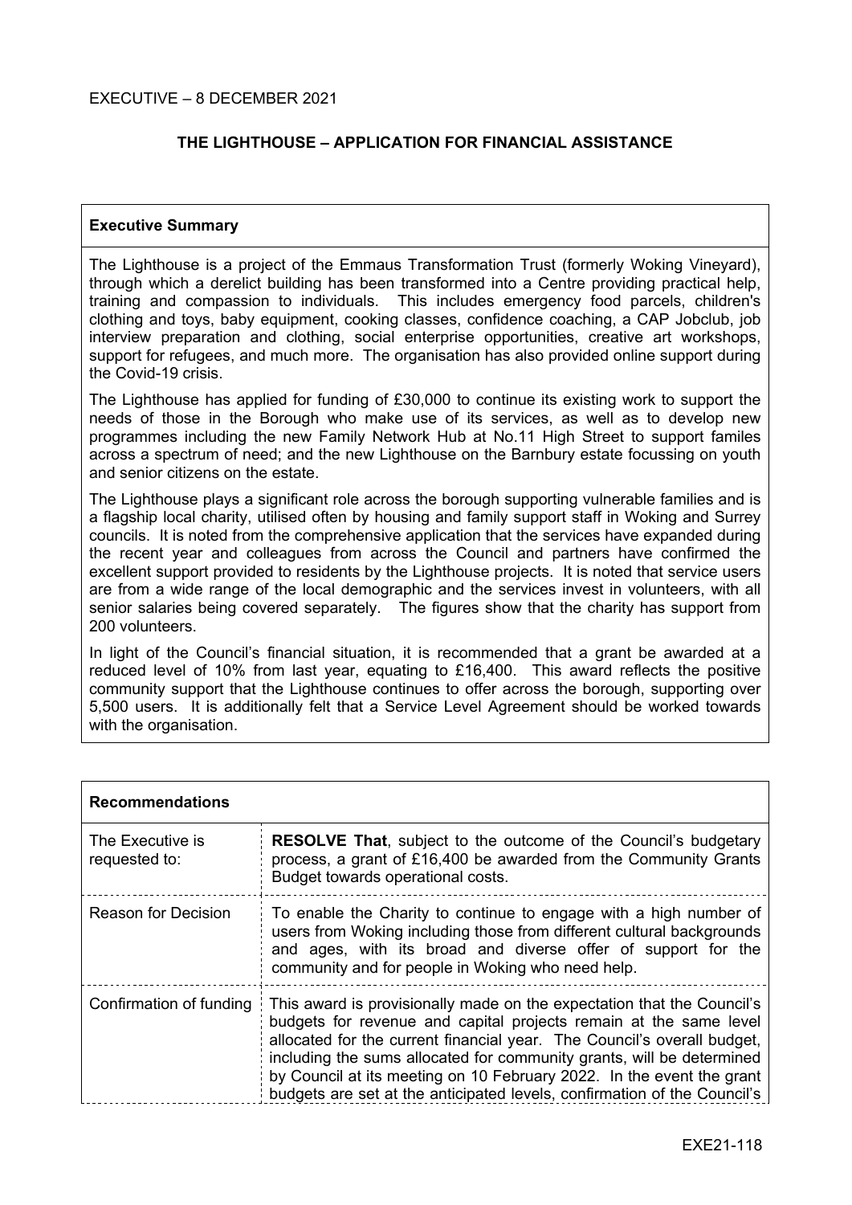EXECUTIVE – 8 DECEMBER 2021

## THE LIGHTHOUSE – APPLICATION FOR FINANCIAL ASSISTANCE

### Executive Summary

The Lighthouse is a project of the Emmaus Transformation Trust (formerly Woking Vineyard), through which a derelict building has been transformed into a Centre providing practical help, training and compassion to individuals. This includes emergency food parcels, children's clothing and toys, baby equipment, cooking classes, confidence coaching, a CAP Jobclub, job interview preparation and clothing, social enterprise opportunities, creative art workshops, support for refugees, and much more. The organisation has also provided online support during the Covid-19 crisis.

The Lighthouse has applied for funding of £30,000 to continue its existing work to support the needs of those in the Borough who make use of its services, as well as to develop new programmes including the new Family Network Hub at No.11 High Street to support familes across a spectrum of need; and the new Lighthouse on the Barnbury estate focussing on youth and senior citizens on the estate.

The Lighthouse plays a significant role across the borough supporting vulnerable families and is a flagship local charity, utilised often by housing and family support staff in Woking and Surrey councils. It is noted from the comprehensive application that the services have expanded during the recent year and colleagues from across the Council and partners have confirmed the excellent support provided to residents by the Lighthouse projects. It is noted that service users are from a wide range of the local demographic and the services invest in volunteers, with all senior salaries being covered separately. The figures show that the charity has support from 200 volunteers.

In light of the Council's financial situation, it is recommended that a grant be awarded at a reduced level of 10% from last year, equating to £16,400. This award reflects the positive community support that the Lighthouse continues to offer across the borough, supporting over 5,500 users. It is additionally felt that a Service Level Agreement should be worked towards with the organisation.

| Recommendations | |
|---|---|
| The Executive is requested to: | **RESOLVE That**, subject to the outcome of the Council's budgetary process, a grant of £16,400 be awarded from the Community Grants Budget towards operational costs. |
| Reason for Decision | To enable the Charity to continue to engage with a high number of users from Woking including those from different cultural backgrounds and ages, with its broad and diverse offer of support for the community and for people in Woking who need help. |
| Confirmation of funding | This award is provisionally made on the expectation that the Council's budgets for revenue and capital projects remain at the same level allocated for the current financial year. The Council's overall budget, including the sums allocated for community grants, will be determined by Council at its meeting on 10 February 2022. In the event the grant budgets are set at the anticipated levels, confirmation of the Council's |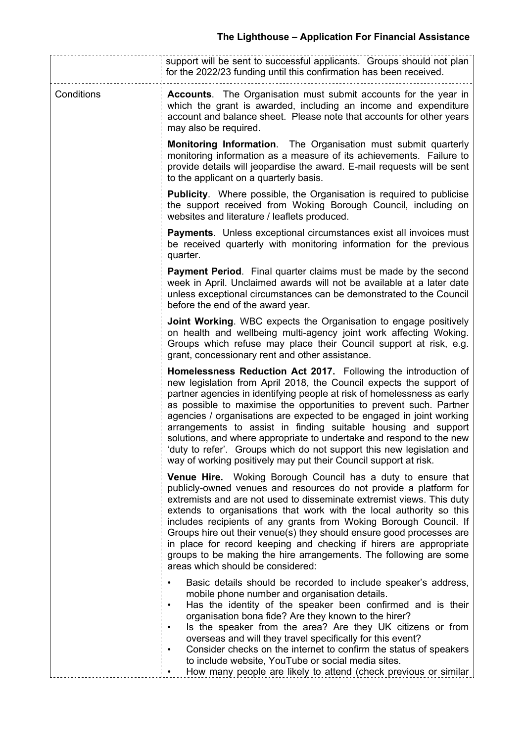|  |  |
|---|---|
|  | support will be sent to successful applicants. Groups should not plan for the 2022/23 funding until this confirmation has been received. |
| Conditions | **Accounts**. The Organisation must submit accounts for the year in which the grant is awarded, including an income and expenditure account and balance sheet. Please note that accounts for other years may also be required.<br><br>**Monitoring Information**. The Organisation must submit quarterly monitoring information as a measure of its achievements. Failure to provide details will jeopardise the award. E-mail requests will be sent to the applicant on a quarterly basis.<br><br>**Publicity**. Where possible, the Organisation is required to publicise the support received from Woking Borough Council, including on websites and literature / leaflets produced.<br><br>**Payments**. Unless exceptional circumstances exist all invoices must be received quarterly with monitoring information for the previous quarter.<br><br>**Payment Period**. Final quarter claims must be made by the second week in April. Unclaimed awards will not be available at a later date unless exceptional circumstances can be demonstrated to the Council before the end of the award year.<br><br>**Joint Working**. WBC expects the Organisation to engage positively on health and wellbeing multi-agency joint work affecting Woking. Groups which refuse may place their Council support at risk, e.g. grant, concessionary rent and other assistance.<br><br>**Homelessness Reduction Act 2017.** Following the introduction of new legislation from April 2018, the Council expects the support of partner agencies in identifying people at risk of homelessness as early as possible to maximise the opportunities to prevent such. Partner agencies / organisations are expected to be engaged in joint working arrangements to assist in finding suitable housing and support solutions, and where appropriate to undertake and respond to the new 'duty to refer'. Groups which do not support this new legislation and way of working positively may put their Council support at risk.<br><br>**Venue Hire.** Woking Borough Council has a duty to ensure that publicly-owned venues and resources do not provide a platform for extremists and are not used to disseminate extremist views. This duty extends to organisations that work with the local authority so this includes recipients of any grants from Woking Borough Council. If Groups hire out their venue(s) they should ensure good processes are in place for record keeping and checking if hirers are appropriate groups to be making the hire arrangements. The following are some areas which should be considered:<br><br>• Basic details should be recorded to include speaker's address, mobile phone number and organisation details.<br>• Has the identity of the speaker been confirmed and is their organisation bona fide? Are they known to the hirer?<br>• Is the speaker from the area? Are they UK citizens or from overseas and will they travel specifically for this event?<br>• Consider checks on the internet to confirm the status of speakers to include website, YouTube or social media sites.<br>• How many people are likely to attend (check previous or similar |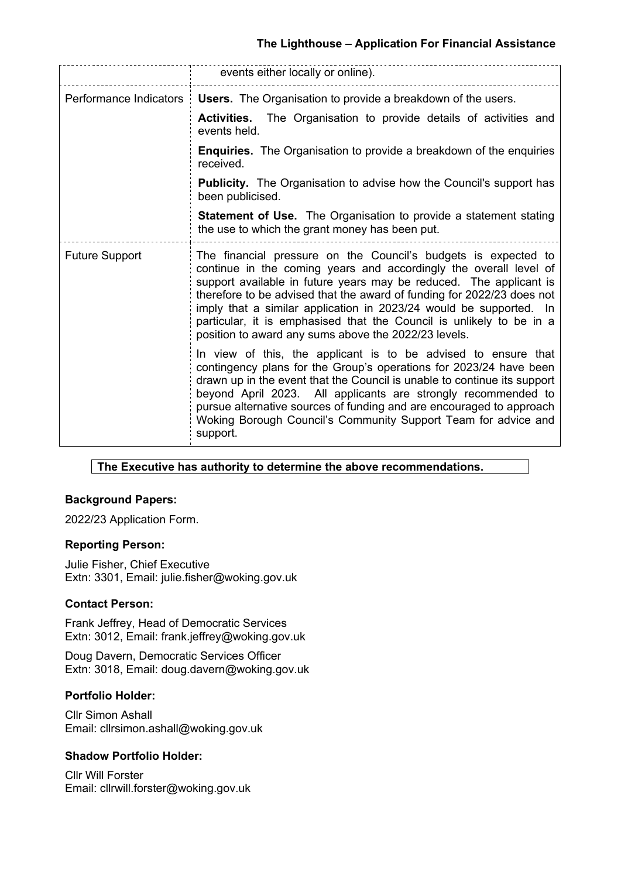| | |
|---|---|
| | events either locally or online). |
| Performance Indicators | **Users.** The Organisation to provide a breakdown of the users.<br><br>**Activities.** The Organisation to provide details of activities and events held.<br><br>**Enquiries.** The Organisation to provide a breakdown of the enquiries received.<br><br>**Publicity.** The Organisation to advise how the Council's support has been publicised.<br><br>**Statement of Use.** The Organisation to provide a statement stating the use to which the grant money has been put. |
| Future Support | The financial pressure on the Council's budgets is expected to continue in the coming years and accordingly the overall level of support available in future years may be reduced. The applicant is therefore to be advised that the award of funding for 2022/23 does not imply that a similar application in 2023/24 would be supported. In particular, it is emphasised that the Council is unlikely to be in a position to award any sums above the 2022/23 levels.<br><br>In view of this, the applicant is to be advised to ensure that contingency plans for the Group's operations for 2023/24 have been drawn up in the event that the Council is unable to continue its support beyond April 2023. All applicants are strongly recommended to pursue alternative sources of funding and are encouraged to approach Woking Borough Council's Community Support Team for advice and support. |

**The Executive has authority to determine the above recommendations.**

### Background Papers:

2022/23 Application Form.

### Reporting Person:

Julie Fisher, Chief Executive
Extn: 3301, Email: julie.fisher@woking.gov.uk

### Contact Person:

Frank Jeffrey, Head of Democratic Services
Extn: 3012, Email: frank.jeffrey@woking.gov.uk

Doug Davern, Democratic Services Officer
Extn: 3018, Email: doug.davern@woking.gov.uk

### Portfolio Holder:

Cllr Simon Ashall
Email: cllrsimon.ashall@woking.gov.uk

### Shadow Portfolio Holder:

Cllr Will Forster
Email: cllrwill.forster@woking.gov.uk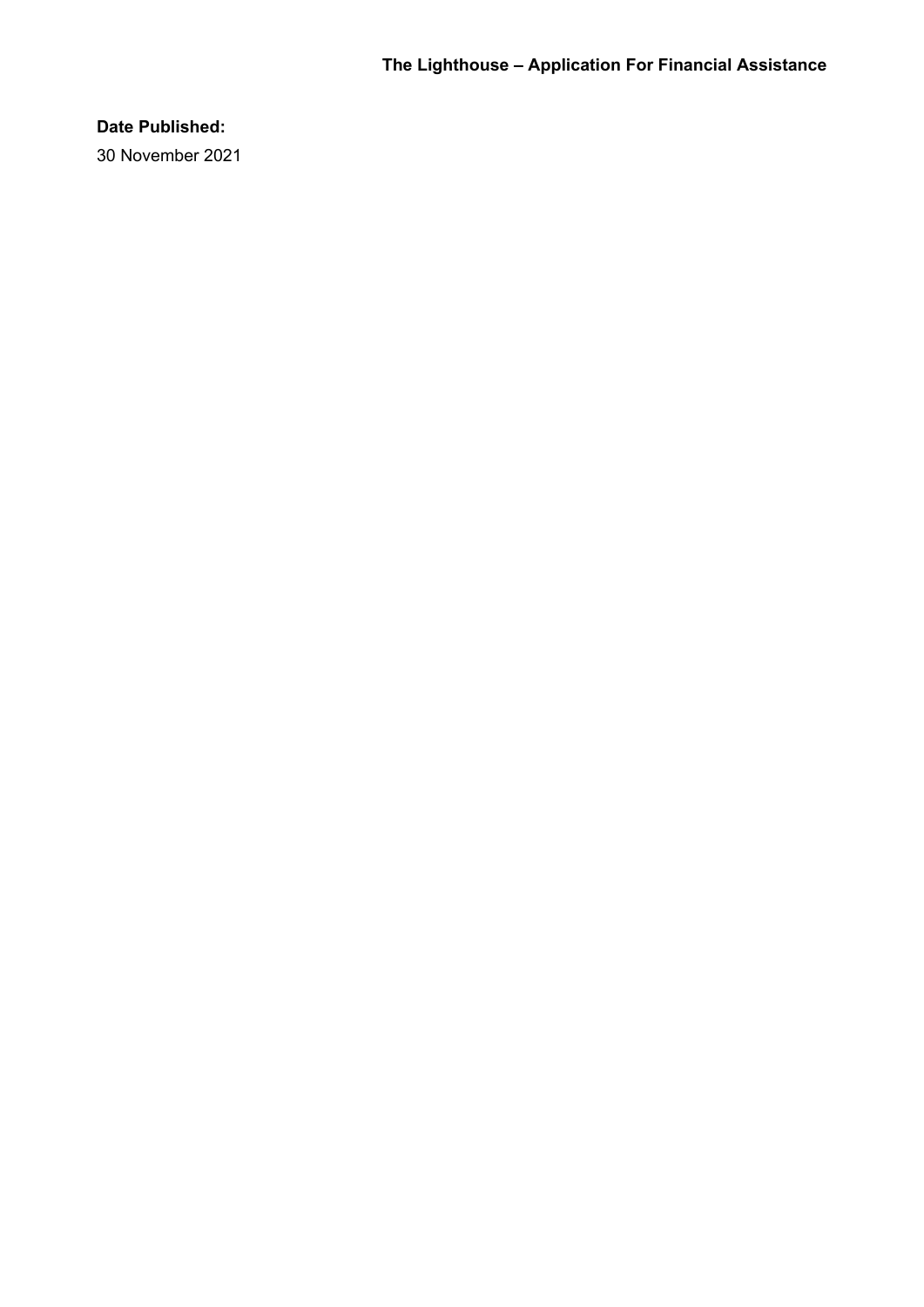**Date Published:**

30 November 2021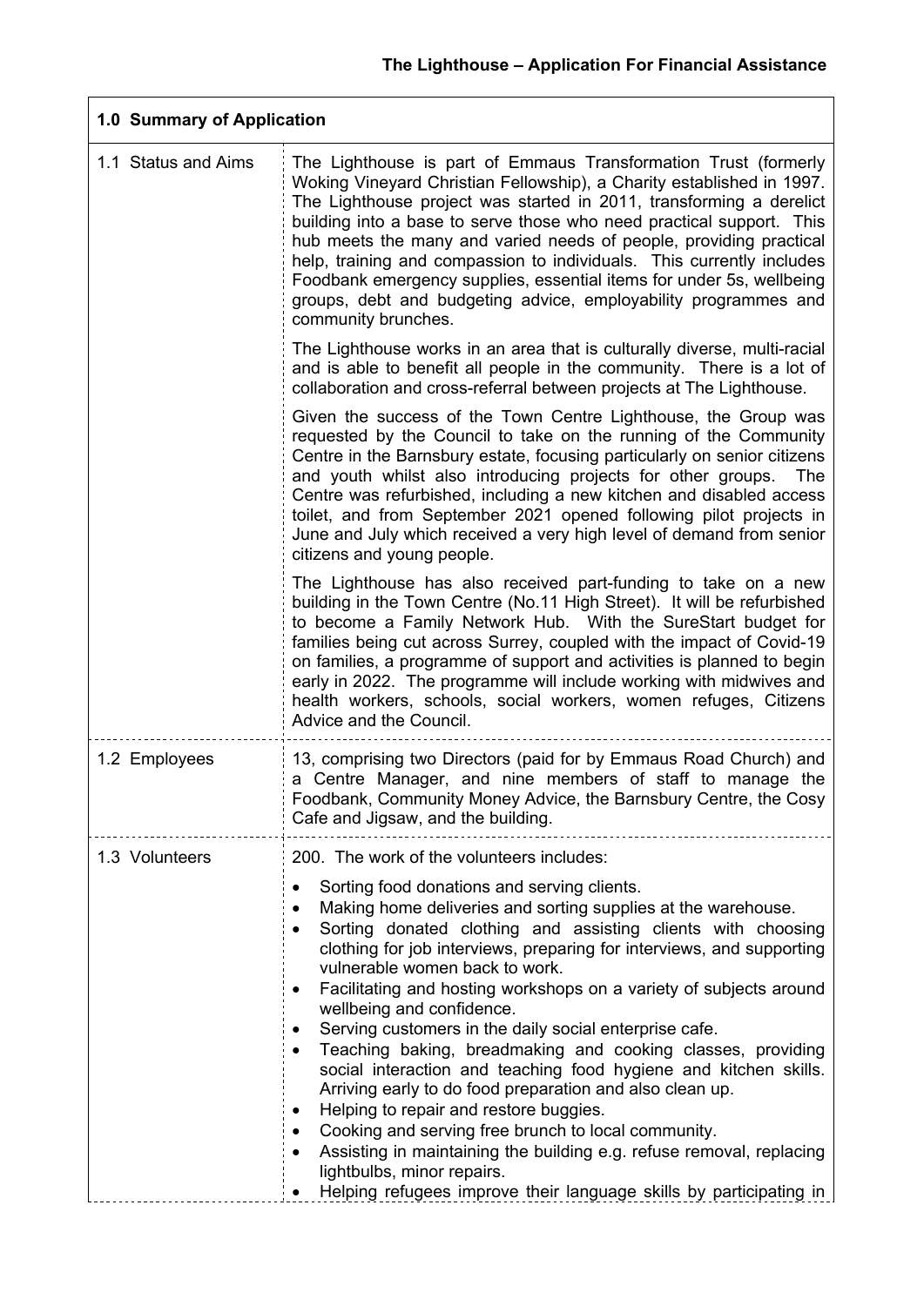**The Lighthouse – Application For Financial Assistance**

| 1.0 Summary of Application | |
|---|---|
| 1.1 Status and Aims | The Lighthouse is part of Emmaus Transformation Trust (formerly Woking Vineyard Christian Fellowship), a Charity established in 1997. The Lighthouse project was started in 2011, transforming a derelict building into a base to serve those who need practical support. This hub meets the many and varied needs of people, providing practical help, training and compassion to individuals. This currently includes Foodbank emergency supplies, essential items for under 5s, wellbeing groups, debt and budgeting advice, employability programmes and community brunches.<br><br>The Lighthouse works in an area that is culturally diverse, multi-racial and is able to benefit all people in the community. There is a lot of collaboration and cross-referral between projects at The Lighthouse.<br><br>Given the success of the Town Centre Lighthouse, the Group was requested by the Council to take on the running of the Community Centre in the Barnsbury estate, focusing particularly on senior citizens and youth whilst also introducing projects for other groups. The Centre was refurbished, including a new kitchen and disabled access toilet, and from September 2021 opened following pilot projects in June and July which received a very high level of demand from senior citizens and young people.<br><br>The Lighthouse has also received part-funding to take on a new building in the Town Centre (No.11 High Street). It will be refurbished to become a Family Network Hub. With the SureStart budget for families being cut across Surrey, coupled with the impact of Covid-19 on families, a programme of support and activities is planned to begin early in 2022. The programme will include working with midwives and health workers, schools, social workers, women refuges, Citizens Advice and the Council. |
| 1.2 Employees | 13, comprising two Directors (paid for by Emmaus Road Church) and a Centre Manager, and nine members of staff to manage the Foodbank, Community Money Advice, the Barnsbury Centre, the Cosy Cafe and Jigsaw, and the building. |
| 1.3 Volunteers | 200. The work of the volunteers includes:<br><br>• Sorting food donations and serving clients.<br>• Making home deliveries and sorting supplies at the warehouse.<br>• Sorting donated clothing and assisting clients with choosing clothing for job interviews, preparing for interviews, and supporting vulnerable women back to work.<br>• Facilitating and hosting workshops on a variety of subjects around wellbeing and confidence.<br>• Serving customers in the daily social enterprise cafe.<br>• Teaching baking, breadmaking and cooking classes, providing social interaction and teaching food hygiene and kitchen skills. Arriving early to do food preparation and also clean up.<br>• Helping to repair and restore buggies.<br>• Cooking and serving free brunch to local community.<br>• Assisting in maintaining the building e.g. refuse removal, replacing lightbulbs, minor repairs.<br>• Helping refugees improve their language skills by participating in |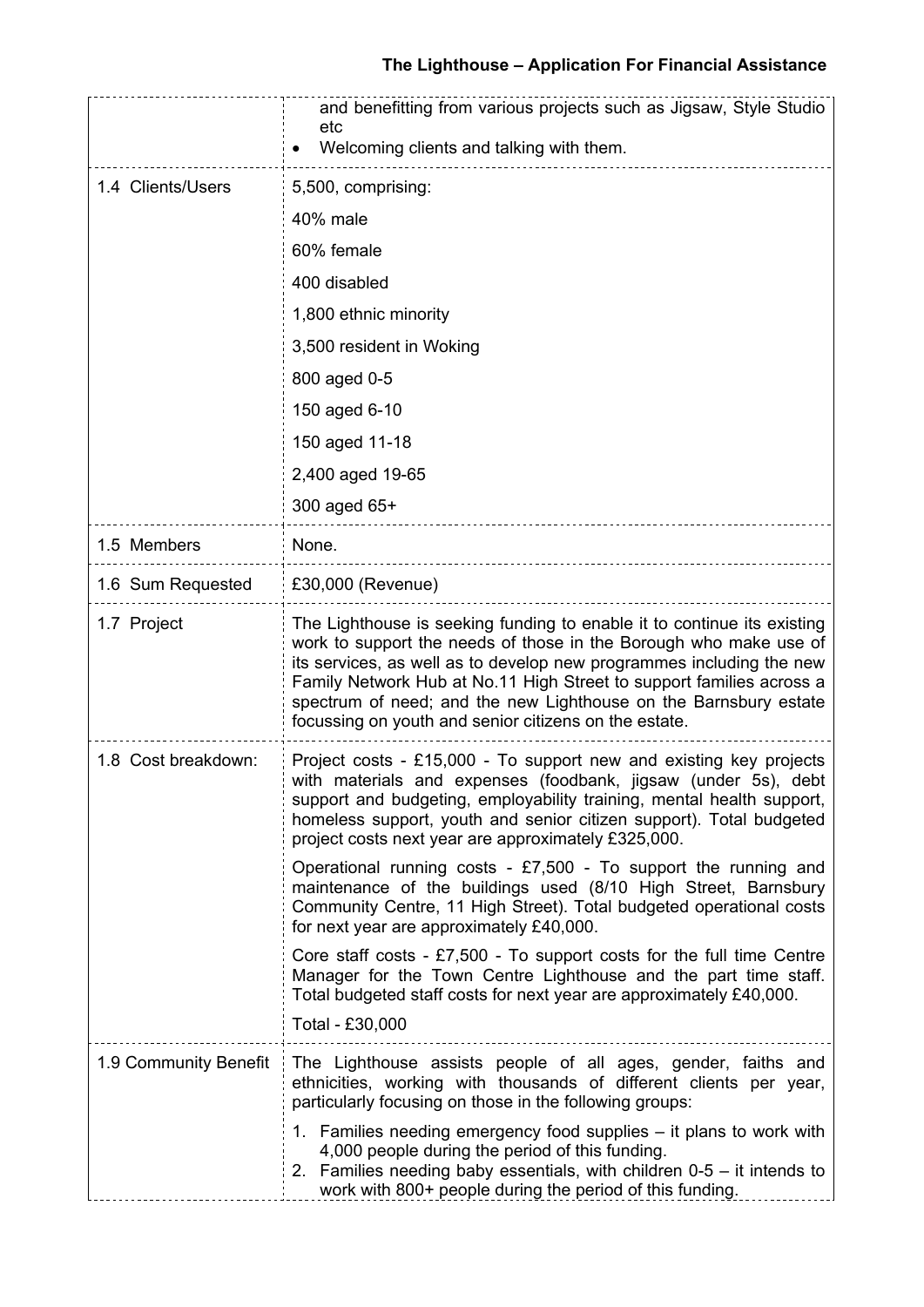| | |
|---|---|
| | and benefitting from various projects such as Jigsaw, Style Studio etc<br>• Welcoming clients and talking with them. |
| 1.4 Clients/Users | 5,500, comprising:<br>40% male<br>60% female<br>400 disabled<br>1,800 ethnic minority<br>3,500 resident in Woking<br>800 aged 0-5<br>150 aged 6-10<br>150 aged 11-18<br>2,400 aged 19-65<br>300 aged 65+ |
| 1.5 Members | None. |
| 1.6 Sum Requested | £30,000 (Revenue) |
| 1.7 Project | The Lighthouse is seeking funding to enable it to continue its existing work to support the needs of those in the Borough who make use of its services, as well as to develop new programmes including the new Family Network Hub at No.11 High Street to support families across a spectrum of need; and the new Lighthouse on the Barnsbury estate focussing on youth and senior citizens on the estate. |
| 1.8 Cost breakdown: | Project costs - £15,000 - To support new and existing key projects with materials and expenses (foodbank, jigsaw (under 5s), debt support and budgeting, employability training, mental health support, homeless support, youth and senior citizen support). Total budgeted project costs next year are approximately £325,000.<br>Operational running costs - £7,500 - To support the running and maintenance of the buildings used (8/10 High Street, Barnsbury Community Centre, 11 High Street). Total budgeted operational costs for next year are approximately £40,000.<br>Core staff costs - £7,500 - To support costs for the full time Centre Manager for the Town Centre Lighthouse and the part time staff. Total budgeted staff costs for next year are approximately £40,000.<br>Total - £30,000 |
| 1.9 Community Benefit | The Lighthouse assists people of all ages, gender, faiths and ethnicities, working with thousands of different clients per year, particularly focusing on those in the following groups:<br>1. Families needing emergency food supplies – it plans to work with 4,000 people during the period of this funding.<br>2. Families needing baby essentials, with children 0-5 – it intends to work with 800+ people during the period of this funding. |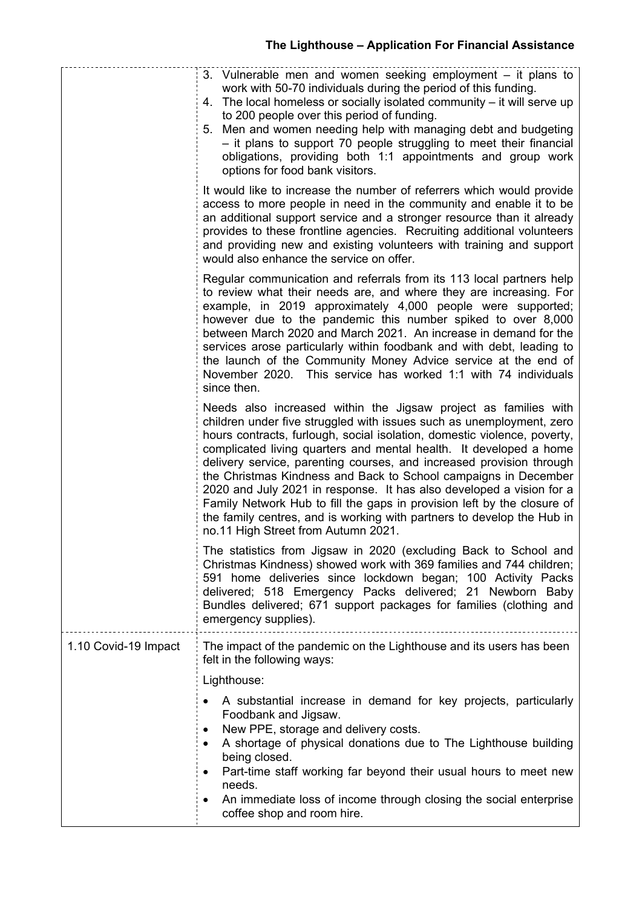| | |
|---|---|
| | 3. Vulnerable men and women seeking employment – it plans to work with 50-70 individuals during the period of this funding.<br>4. The local homeless or socially isolated community – it will serve up to 200 people over this period of funding.<br>5. Men and women needing help with managing debt and budgeting – it plans to support 70 people struggling to meet their financial obligations, providing both 1:1 appointments and group work options for food bank visitors.<br><br>It would like to increase the number of referrers which would provide access to more people in need in the community and enable it to be an additional support service and a stronger resource than it already provides to these frontline agencies. Recruiting additional volunteers and providing new and existing volunteers with training and support would also enhance the service on offer.<br><br>Regular communication and referrals from its 113 local partners help to review what their needs are, and where they are increasing. For example, in 2019 approximately 4,000 people were supported; however due to the pandemic this number spiked to over 8,000 between March 2020 and March 2021. An increase in demand for the services arose particularly within foodbank and with debt, leading to the launch of the Community Money Advice service at the end of November 2020. This service has worked 1:1 with 74 individuals since then.<br><br>Needs also increased within the Jigsaw project as families with children under five struggled with issues such as unemployment, zero hours contracts, furlough, social isolation, domestic violence, poverty, complicated living quarters and mental health. It developed a home delivery service, parenting courses, and increased provision through the Christmas Kindness and Back to School campaigns in December 2020 and July 2021 in response. It has also developed a vision for a Family Network Hub to fill the gaps in provision left by the closure of the family centres, and is working with partners to develop the Hub in no.11 High Street from Autumn 2021.<br><br>The statistics from Jigsaw in 2020 (excluding Back to School and Christmas Kindness) showed work with 369 families and 744 children; 591 home deliveries since lockdown began; 100 Activity Packs delivered; 518 Emergency Packs delivered; 21 Newborn Baby Bundles delivered; 671 support packages for families (clothing and emergency supplies). |
| 1.10 Covid-19 Impact | The impact of the pandemic on the Lighthouse and its users has been felt in the following ways:<br><br>Lighthouse:<br><br>• A substantial increase in demand for key projects, particularly Foodbank and Jigsaw.<br>• New PPE, storage and delivery costs.<br>• A shortage of physical donations due to The Lighthouse building being closed.<br>• Part-time staff working far beyond their usual hours to meet new needs.<br>• An immediate loss of income through closing the social enterprise coffee shop and room hire. |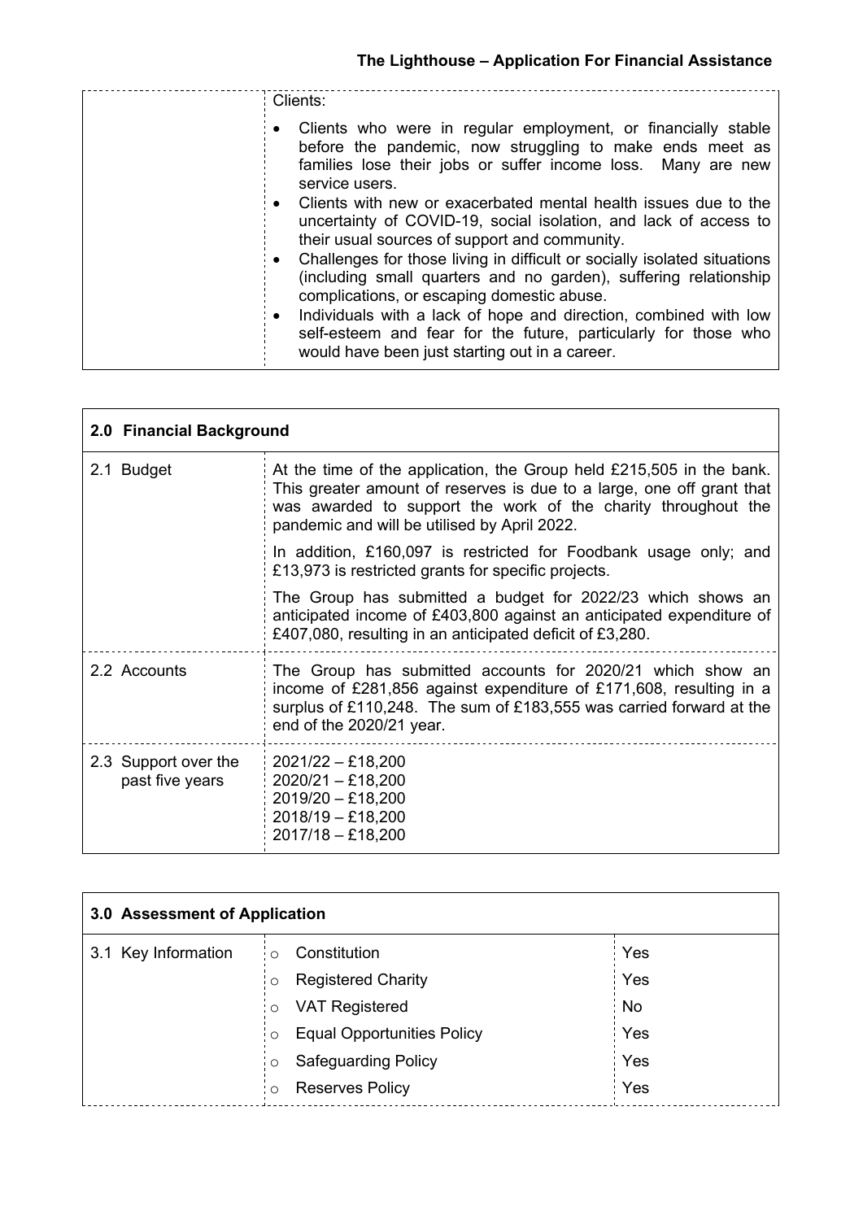| | Clients:<br><ul><li>Clients who were in regular employment, or financially stable before the pandemic, now struggling to make ends meet as families lose their jobs or suffer income loss. Many are new service users.</li><li>Clients with new or exacerbated mental health issues due to the uncertainty of COVID-19, social isolation, and lack of access to their usual sources of support and community.</li><li>Challenges for those living in difficult or socially isolated situations (including small quarters and no garden), suffering relationship complications, or escaping domestic abuse.</li><li>Individuals with a lack of hope and direction, combined with low self-esteem and fear for the future, particularly for those who would have been just starting out in a career.</li></ul> |
|---|---|

| **2.0 Financial Background** | |
|---|---|
| 2.1 Budget | At the time of the application, the Group held £215,505 in the bank. This greater amount of reserves is due to a large, one off grant that was awarded to support the work of the charity throughout the pandemic and will be utilised by April 2022.<br><br>In addition, £160,097 is restricted for Foodbank usage only; and £13,973 is restricted grants for specific projects.<br><br>The Group has submitted a budget for 2022/23 which shows an anticipated income of £403,800 against an anticipated expenditure of £407,080, resulting in an anticipated deficit of £3,280. |
| 2.2 Accounts | The Group has submitted accounts for 2020/21 which show an income of £281,856 against expenditure of £171,608, resulting in a surplus of £110,248. The sum of £183,555 was carried forward at the end of the 2020/21 year. |
| 2.3 Support over the past five years | 2021/22 – £18,200<br>2020/21 – £18,200<br>2019/20 – £18,200<br>2018/19 – £18,200<br>2017/18 – £18,200 |

| **3.0 Assessment of Application** | | |
|---|---|---|
| 3.1 Key Information | Constitution | Yes |
| | Registered Charity | Yes |
| | VAT Registered | No |
| | Equal Opportunities Policy | Yes |
| | Safeguarding Policy | Yes |
| | Reserves Policy | Yes |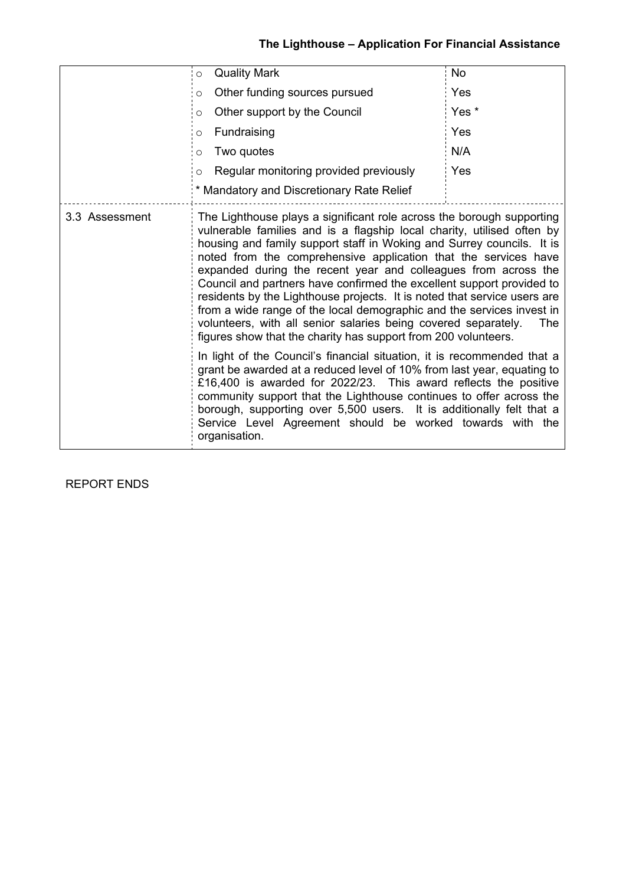| | | |
|---|---|---|
| | ○ Quality Mark | No |
| | ○ Other funding sources pursued | Yes |
| | ○ Other support by the Council | Yes * |
| | ○ Fundraising | Yes |
| | ○ Two quotes | N/A |
| | ○ Regular monitoring provided previously | Yes |
| | * Mandatory and Discretionary Rate Relief | |
| 3.3 Assessment | The Lighthouse plays a significant role across the borough supporting vulnerable families and is a flagship local charity, utilised often by housing and family support staff in Woking and Surrey councils. It is noted from the comprehensive application that the services have expanded during the recent year and colleagues from across the Council and partners have confirmed the excellent support provided to residents by the Lighthouse projects. It is noted that service users are from a wide range of the local demographic and the services invest in volunteers, with all senior salaries being covered separately. The figures show that the charity has support from 200 volunteers.<br><br>In light of the Council's financial situation, it is recommended that a grant be awarded at a reduced level of 10% from last year, equating to £16,400 is awarded for 2022/23. This award reflects the positive community support that the Lighthouse continues to offer across the borough, supporting over 5,500 users. It is additionally felt that a Service Level Agreement should be worked towards with the organisation. | |

REPORT ENDS